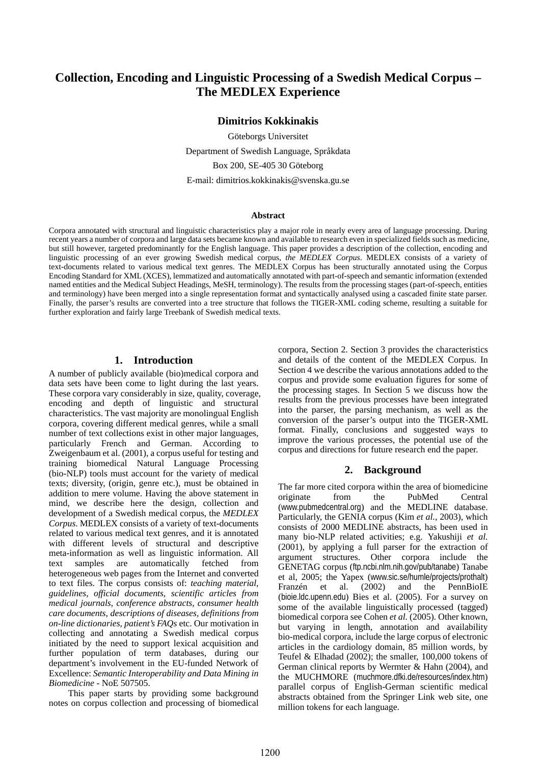# Collection, Encoding and Linguistic Processing of a Swedish Medical Corpus – The MEDLEX Experience

**Dimitrios Kokkinakis**

Göteborgs Universitet

Department of Swedish Language, Språkdata

Box 200, SE-405 30 Göteborg

E-mail: dimitrios.kokkinakis@svenska.gu.se

**Abstract**

Corpora annotated with structural and linguistic characteristics play a major role in nearly every area of language processing. During recent years a number of corpora and large data sets became known and available to research even in specialized fields such as medicine, but still however, targeted predominantly for the English language. This paper provides a description of the collection, encoding and linguistic processing of an ever growing Swedish medical corpus, *the MEDLEX Corpus*. MEDLEX consists of a variety of text-documents related to various medical text genres. The MEDLEX Corpus has been structurally annotated using the Corpus Encoding Standard for XML (XCES), lemmatized and automatically annotated with part-of-speech and semantic information (extended named entities and the Medical Subject Headings, MeSH, terminology). The results from the processing stages (part-of-speech, entities and terminology) have been merged into a single representation format and syntactically analysed using a cascaded finite state parser. Finally, the parser's results are converted into a tree structure that follows the TIGER-XML coding scheme, resulting a suitable for further exploration and fairly large Treebank of Swedish medical texts.

## 1. Introduction

A number of publicly available (bio)medical corpora and data sets have been come to light during the last years. These corpora vary considerably in size, quality, coverage, encoding and depth of linguistic and structural characteristics. The vast majority are monolingual English corpora, covering different medical genres, while a small number of text collections exist in other major languages, particularly French and German. According to Zweigenbaum et al. (2001), a corpus useful for testing and training biomedical Natural Language Processing (bio-NLP) tools must account for the variety of medical texts; diversity, (origin, genre etc.), must be obtained in addition to mere volume. Having the above statement in mind, we describe here the design, collection and development of a Swedish medical corpus, the *MEDLEX Corpus*. MEDLEX consists of a variety of text-documents related to various medical text genres, and it is annotated with different levels of structural and descriptive meta-information as well as linguistic information. All text samples are automatically fetched from heterogeneous web pages from the Internet and converted to text files. The corpus consists of: *teaching material*, *guidelines*, *official documents*, *scientific articles from medical journals*, *conference abstracts*, *consumer health care documents*, *descriptions of diseases*, *definitions from on-line dictionaries*, *patient's FAQs* etc. Our motivation in collecting and annotating a Swedish medical corpus initiated by the need to support lexical acquisition and further population of term databases, during our department's involvement in the EU-funded Network of Excellence: *Semantic Interoperability and Data Mining in Biomedicine* - NoE 507505.

This paper starts by providing some background notes on corpus collection and processing of biomedical corpora, Section 2. Section 3 provides the characteristics and details of the content of the MEDLEX Corpus. In Section 4 we describe the various annotations added to the corpus and provide some evaluation figures for some of the processing stages. In Section 5 we discuss how the results from the previous processes have been integrated into the parser, the parsing mechanism, as well as the conversion of the parser's output into the TIGER-XML format. Finally, conclusions and suggested ways to improve the various processes, the potential use of the corpus and directions for future research end the paper.

## 2. Background

The far more cited corpora within the area of biomedicine originate from the PubMed Central (www.pubmedcentral.org) and the MEDLINE database. Particularly, the GENIA corpus (Kim *et al.*, 2003), which consists of 2000 MEDLINE abstracts, has been used in many bio-NLP related activities; e.g. Yakushiji *et al.* (2001), by applying a full parser for the extraction of argument structures. Other corpora include the GENETAG corpus (ftp.ncbi.nlm.nih.gov/pub/tanabe) Tanabe et al, 2005; the Yapex (www.sic.se/humle/projects/prothalt) Franzén et al. (2002) and the PennBioIE (bioie.ldc.upenn.edu) Bies et al. (2005). For a survey on some of the available linguistically processed (tagged) biomedical corpora see Cohen *et al.* (2005). Other known, but varying in length, annotation and availability bio-medical corpora, include the large corpus of electronic articles in the cardiology domain, 85 million words, by Teufel & Elhadad (2002); the smaller, 100,000 tokens of German clinical reports by Wermter & Hahn (2004), and the MUCHMORE (muchmore.dfki.de/resources/index.htm) parallel corpus of English-German scientific medical abstracts obtained from the Springer Link web site, one million tokens for each language.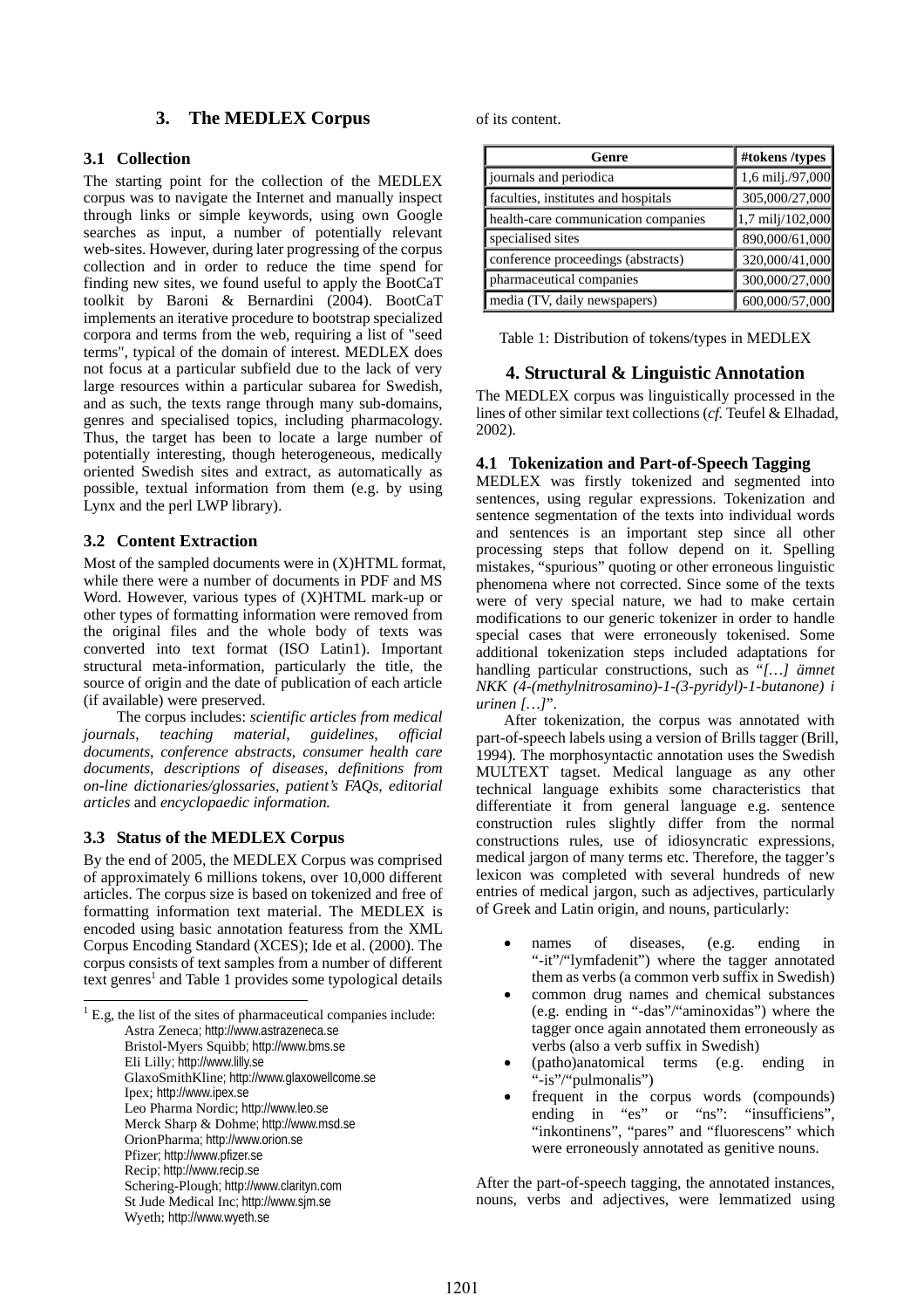## 3. The MEDLEX Corpus

### 3.1 Collection

The starting point for the collection of the MEDLEX corpus was to navigate the Internet and manually inspect through links or simple keywords, using own Google searches as input, a number of potentially relevant web-sites. However, during later progressing of the corpus collection and in order to reduce the time spend for finding new sites, we found useful to apply the BootCaT toolkit by Baroni & Bernardini (2004). BootCaT implements an iterative procedure to bootstrap specialized corpora and terms from the web, requiring a list of "seed terms", typical of the domain of interest. MEDLEX does not focus at a particular subfield due to the lack of very large resources within a particular subarea for Swedish, and as such, the texts range through many sub-domains, genres and specialised topics, including pharmacology. Thus, the target has been to locate a large number of potentially interesting, though heterogeneous, medically oriented Swedish sites and extract, as automatically as possible, textual information from them (e.g. by using Lynx and the perl LWP library).

### 3.2 Content Extraction

Most of the sampled documents were in (X)HTML format, while there were a number of documents in PDF and MS Word. However, various types of (X)HTML mark-up or other types of formatting information were removed from the original files and the whole body of texts was converted into text format (ISO Latin1). Important structural meta-information, particularly the title, the source of origin and the date of publication of each article (if available) were preserved.

The corpus includes: *scientific articles from medical journals*, *teaching material*, *guidelines*, *official documents*, *conference abstracts*, *consumer health care documents*, *descriptions of diseases, definitions from on-line dictionaries/glossaries*, *patient's FAQs*, *editorial articles* and *encyclopaedic information.*

### 3.3 Status of the MEDLEX Corpus

By the end of 2005, the MEDLEX Corpus was comprised of approximately 6 millions tokens, over 10,000 different articles. The corpus size is based on tokenized and free of formatting information text material. The MEDLEX is encoded using basic annotation featuress from the XML Corpus Encoding Standard (XCES); Ide et al. (2000). The corpus consists of text samples from a number of different text genres[1] and Table 1 provides some typological details of its content.

| Genre | #tokens /types |
|---|---|
| journals and periodica | 1,6 milj./97,000 |
| faculties, institutes and hospitals | 305,000/27,000 |
| health-care communication companies | 1,7 milj/102,000 |
| specialised sites | 890,000/61,000 |
| conference proceedings (abstracts) | 320,000/41,000 |
| pharmaceutical companies | 300,000/27,000 |
| media (TV, daily newspapers) | 600,000/57,000 |

Table 1: Distribution of tokens/types in MEDLEX

## 4. Structural & Linguistic Annotation

The MEDLEX corpus was linguistically processed in the lines of other similar text collections (*cf.* Teufel & Elhadad, 2002).

### 4.1 Tokenization and Part-of-Speech Tagging

MEDLEX was firstly tokenized and segmented into sentences, using regular expressions. Tokenization and sentence segmentation of the texts into individual words and sentences is an important step since all other processing steps that follow depend on it. Spelling mistakes, "spurious" quoting or other erroneous linguistic phenomena where not corrected. Since some of the texts were of very special nature, we had to make certain modifications to our generic tokenizer in order to handle special cases that were erroneously tokenised. Some additional tokenization steps included adaptations for handling particular constructions, such as "*[…] ämnet NKK (4-(methylnitrosamino)-1-(3-pyridyl)-1-butanone) i urinen […]*".

After tokenization, the corpus was annotated with part-of-speech labels using a version of Brills tagger (Brill, 1994). The morphosyntactic annotation uses the Swedish MULTEXT tagset. Medical language as any other technical language exhibits some characteristics that differentiate it from general language e.g. sentence construction rules slightly differ from the normal constructions rules, use of idiosyncratic expressions, medical jargon of many terms etc. Therefore, the tagger's lexicon was completed with several hundreds of new entries of medical jargon, such as adjectives, particularly of Greek and Latin origin, and nouns, particularly:

- names of diseases, (e.g. ending in "-it"/"lymfadenit") where the tagger annotated them as verbs (a common verb suffix in Swedish)
- common drug names and chemical substances (e.g. ending in "-das"/"aminoxidas") where the tagger once again annotated them erroneously as verbs (also a verb suffix in Swedish)
- (patho)anatomical terms (e.g. ending in "-is"/"pulmonalis")
- frequent in the corpus words (compounds) ending in "es" or "ns": "insufficiens", "inkontinens", "pares" and "fluorescens" which were erroneously annotated as genitive nouns.

After the part-of-speech tagging, the annotated instances, nouns, verbs and adjectives, were lemmatized using

[1] E.g, the list of the sites of pharmaceutical companies include:
Astra Zeneca; http://www.astrazeneca.se
Bristol-Myers Squibb; http://www.bms.se
Eli Lilly; http://www.lilly.se
GlaxoSmithKline; http://www.glaxowellcome.se
Ipex; http://www.ipex.se
Leo Pharma Nordic; http://www.leo.se
Merck Sharp & Dohme; http://www.msd.se
OrionPharma; http://www.orion.se
Pfizer; http://www.pfizer.se
Recip; http://www.recip.se
Schering-Plough; http://www.clarityn.com
St Jude Medical Inc; http://www.sjm.se
Wyeth; http://www.wyeth.se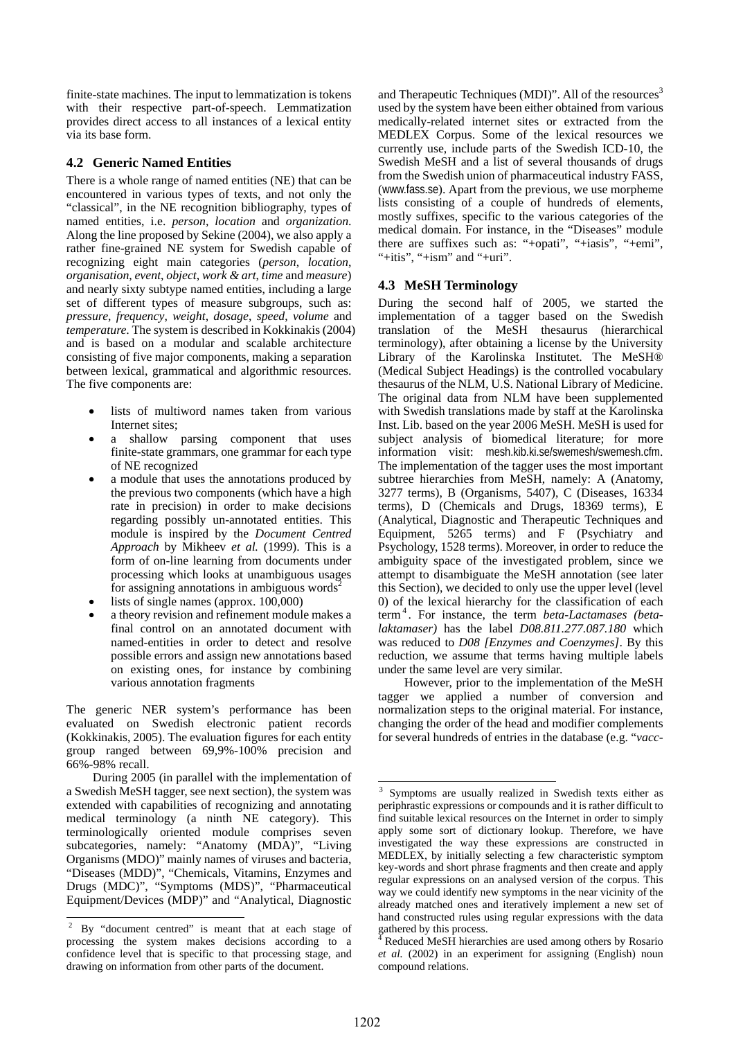finite-state machines. The input to lemmatization is tokens with their respective part-of-speech. Lemmatization provides direct access to all instances of a lexical entity via its base form.

### 4.2 Generic Named Entities

There is a whole range of named entities (NE) that can be encountered in various types of texts, and not only the "classical", in the NE recognition bibliography, types of named entities, i.e. *person*, *location* and *organization*. Along the line proposed by Sekine (2004), we also apply a rather fine-grained NE system for Swedish capable of recognizing eight main categories (*person*, *location*, *organisation*, *event*, *object*, *work & art*, *time* and *measure*) and nearly sixty subtype named entities, including a large set of different types of measure subgroups, such as: *pressure*, *frequency*, *weight*, *dosage*, *speed*, *volume* and *temperature*. The system is described in Kokkinakis (2004) and is based on a modular and scalable architecture consisting of five major components, making a separation between lexical, grammatical and algorithmic resources. The five components are:

- lists of multiword names taken from various Internet sites;
- a shallow parsing component that uses finite-state grammars, one grammar for each type of NE recognized
- a module that uses the annotations produced by the previous two components (which have a high rate in precision) in order to make decisions regarding possibly un-annotated entities. This module is inspired by the *Document Centred Approach* by Mikheev *et al.* (1999). This is a form of on-line learning from documents under processing which looks at unambiguous usages for assigning annotations in ambiguous words[2]
- lists of single names (approx. 100,000)
- a theory revision and refinement module makes a final control on an annotated document with named-entities in order to detect and resolve possible errors and assign new annotations based on existing ones, for instance by combining various annotation fragments

The generic NER system's performance has been evaluated on Swedish electronic patient records (Kokkinakis, 2005). The evaluation figures for each entity group ranged between 69,9%-100% precision and 66%-98% recall.

During 2005 (in parallel with the implementation of a Swedish MeSH tagger, see next section), the system was extended with capabilities of recognizing and annotating medical terminology (a ninth NE category). This terminologically oriented module comprises seven subcategories, namely: "Anatomy (MDA)", "Living Organisms (MDO)" mainly names of viruses and bacteria, "Diseases (MDD)", "Chemicals, Vitamins, Enzymes and Drugs (MDC)", "Symptoms (MDS)", "Pharmaceutical Equipment/Devices (MDP)" and "Analytical, Diagnostic and Therapeutic Techniques (MDI)". All of the resources[3] used by the system have been either obtained from various medically-related internet sites or extracted from the MEDLEX Corpus. Some of the lexical resources we currently use, include parts of the Swedish ICD-10, the Swedish MeSH and a list of several thousands of drugs from the Swedish union of pharmaceutical industry FASS, (www.fass.se). Apart from the previous, we use morpheme lists consisting of a couple of hundreds of elements, mostly suffixes, specific to the various categories of the medical domain. For instance, in the "Diseases" module there are suffixes such as: "+opati", "+iasis", "+emi", "+itis", "+ism" and "+uri".

### 4.3 MeSH Terminology

During the second half of 2005, we started the implementation of a tagger based on the Swedish translation of the MeSH thesaurus (hierarchical terminology), after obtaining a license by the University Library of the Karolinska Institutet. The MeSH® (Medical Subject Headings) is the controlled vocabulary thesaurus of the NLM, U.S. National Library of Medicine. The original data from NLM have been supplemented with Swedish translations made by staff at the Karolinska Inst. Lib. based on the year 2006 MeSH. MeSH is used for subject analysis of biomedical literature; for more information visit: mesh.kib.ki.se/swemesh/swemesh.cfm. The implementation of the tagger uses the most important subtree hierarchies from MeSH, namely: A (Anatomy, 3277 terms), B (Organisms, 5407), C (Diseases, 16334 terms), D (Chemicals and Drugs, 18369 terms), E (Analytical, Diagnostic and Therapeutic Techniques and Equipment, 5265 terms) and F (Psychiatry and Psychology, 1528 terms). Moreover, in order to reduce the ambiguity space of the investigated problem, since we attempt to disambiguate the MeSH annotation (see later this Section), we decided to only use the upper level (level 0) of the lexical hierarchy for the classification of each term[4]. For instance, the term *beta-Lactamases (beta-laktamaser)* has the label *D08.811.277.087.180* which was reduced to *D08 [Enzymes and Coenzymes]*. By this reduction, we assume that terms having multiple labels under the same level are very similar.

However, prior to the implementation of the MeSH tagger we applied a number of conversion and normalization steps to the original material. For instance, changing the order of the head and modifier complements for several hundreds of entries in the database (e.g. "*vacc-*

---

[2] By "document centred" is meant that at each stage of processing the system makes decisions according to a confidence level that is specific to that processing stage, and drawing on information from other parts of the document.

[3] Symptoms are usually realized in Swedish texts either as periphrastic expressions or compounds and it is rather difficult to find suitable lexical resources on the Internet in order to simply apply some sort of dictionary lookup. Therefore, we have investigated the way these expressions are constructed in MEDLEX, by initially selecting a few characteristic symptom key-words and short phrase fragments and then create and apply regular expressions on an analysed version of the corpus. This way we could identify new symptoms in the near vicinity of the already matched ones and iteratively implement a new set of hand constructed rules using regular expressions with the data gathered by this process.

[4] Reduced MeSH hierarchies are used among others by Rosario *et al.* (2002) in an experiment for assigning (English) noun compound relations.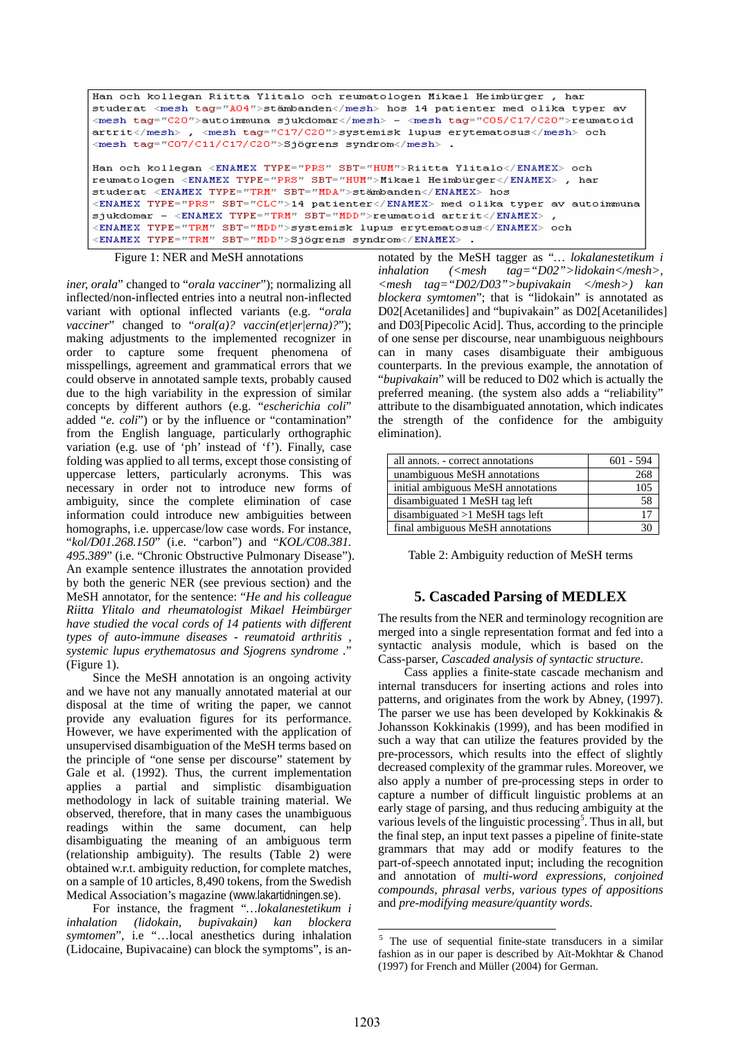```
Han och kollegan Riitta Ylitalo och reumatologen Mikael Heimbürger , har
studerat <mesh tag="A04">stämbanden</mesh> hos 14 patienter med olika typer av
<mesh tag="C20">autoimmuna sjukdomar</mesh> – <mesh tag="C05/C17/C20">reumatoid
artrit</mesh> , <mesh tag="C17/C20">systemisk lupus erytematosus</mesh> och
<mesh tag="C07/C11/C17/C20">Sjögrens syndrom</mesh> .

Han och kollegan <ENAMEX TYPE="PRS" SBT="HUM">Riitta Ylitalo</ENAMEX> och
reumatologen <ENAMEX TYPE="PRS" SBT="HUM">Mikael Heimbürger</ENAMEX> , har
studerat <ENAMEX TYPE="TRM" SBT="MDA">stämbanden</ENAMEX> hos
<ENAMEX TYPE="PRS" SBT="CLC">14 patienter</ENAMEX> med olika typer av autoimmuna
sjukdomar – <ENAMEX TYPE="TRM" SBT="MDD">reumatoid artrit</ENAMEX> ,
<ENAMEX TYPE="TRM" SBT="MDD">systemisk lupus erytematosus</ENAMEX> och
<ENAMEX TYPE="TRM" SBT="MDD">Sjögrens syndrom</ENAMEX> .
```

Figure 1: NER and MeSH annotations

*iner, orala*" changed to "*orala vacciner*"); normalizing all inflected/non-inflected entries into a neutral non-inflected variant with optional inflected variants (e.g. "*orala vacciner*" changed to "*oral(a)? vaccin(et|er|erna)?*"); making adjustments to the implemented recognizer in order to capture some frequent phenomena of misspellings, agreement and grammatical errors that we could observe in annotated sample texts, probably caused due to the high variability in the expression of similar concepts by different authors (e.g. "*escherichia coli*" added "*e. coli*") or by the influence or "contamination" from the English language, particularly orthographic variation (e.g. use of 'ph' instead of 'f'). Finally, case folding was applied to all terms, except those consisting of uppercase letters, particularly acronyms. This was necessary in order not to introduce new forms of ambiguity, since the complete elimination of case information could introduce new ambiguities between homographs, i.e. uppercase/low case words. For instance, "*kol/D01.268.150*" (i.e. "carbon") and "*KOL/C08.381. 495.389*" (i.e. "Chronic Obstructive Pulmonary Disease"). An example sentence illustrates the annotation provided by both the generic NER (see previous section) and the MeSH annotator, for the sentence: "*He and his colleague Riitta Ylitalo and rheumatologist Mikael Heimbürger have studied the vocal cords of 14 patients with different types of auto-immune diseases - reumatoid arthritis , systemic lupus erythematosus and Sjogrens syndrome .*" (Figure 1).

Since the MeSH annotation is an ongoing activity and we have not any manually annotated material at our disposal at the time of writing the paper, we cannot provide any evaluation figures for its performance. However, we have experimented with the application of unsupervised disambiguation of the MeSH terms based on the principle of "one sense per discourse" statement by Gale et al. (1992). Thus, the current implementation applies a partial and simplistic disambiguation methodology in lack of suitable training material. We observed, therefore, that in many cases the unambiguous readings within the same document, can help disambiguating the meaning of an ambiguous term (relationship ambiguity). The results (Table 2) were obtained w.r.t. ambiguity reduction, for complete matches, on a sample of 10 articles, 8,490 tokens, from the Swedish Medical Association's magazine (www.lakartidningen.se).

For instance, the fragment "*…lokalanestetikum i inhalation (lidokain, bupivakain) kan blockera symtomen*", i.e "…local anesthetics during inhalation (Lidocaine, Bupivacaine) can block the symptoms", is annotated by the MeSH tagger as "*… lokalanestetikum i inhalation (<mesh tag="D02">lidokain</mesh>, <mesh tag="D02/D03">bupivakain </mesh>) kan blockera symtomen*"; that is "lidokain" is annotated as D02[Acetanilides] and "bupivakain" as D02[Acetanilides] and D03[Pipecolic Acid]. Thus, according to the principle of one sense per discourse, near unambiguous neighbours can in many cases disambiguate their ambiguous counterparts. In the previous example, the annotation of "*bupivakain*" will be reduced to D02 which is actually the preferred meaning. (the system also adds a "reliability" attribute to the disambiguated annotation, which indicates the strength of the confidence for the ambiguity elimination).

| | |
|---|---|
| all annots. - correct annotations | 601 - 594 |
| unambiguous MeSH annotations | 268 |
| initial ambiguous MeSH annotations | 105 |
| disambiguated 1 MeSH tag left | 58 |
| disambiguated >1 MeSH tags left | 17 |
| final ambiguous MeSH annotations | 30 |

Table 2: Ambiguity reduction of MeSH terms

## 5. Cascaded Parsing of MEDLEX

The results from the NER and terminology recognition are merged into a single representation format and fed into a syntactic analysis module, which is based on the Cass-parser, *Cascaded analysis of syntactic structure*.

Cass applies a finite-state cascade mechanism and internal transducers for inserting actions and roles into patterns, and originates from the work by Abney, (1997). The parser we use has been developed by Kokkinakis & Johansson Kokkinakis (1999), and has been modified in such a way that can utilize the features provided by the pre-processors, which results into the effect of slightly decreased complexity of the grammar rules. Moreover, we also apply a number of pre-processing steps in order to capture a number of difficult linguistic problems at an early stage of parsing, and thus reducing ambiguity at the various levels of the linguistic processing[5]. Thus in all, but the final step, an input text passes a pipeline of finite-state grammars that may add or modify features to the part-of-speech annotated input; including the recognition and annotation of *multi-word expressions*, *conjoined compounds*, *phrasal verbs*, *various types of appositions* and *pre-modifying measure/quantity words*.

[5] The use of sequential finite-state transducers in a similar fashion as in our paper is described by Aït-Mokhtar & Chanod (1997) for French and Müller (2004) for German.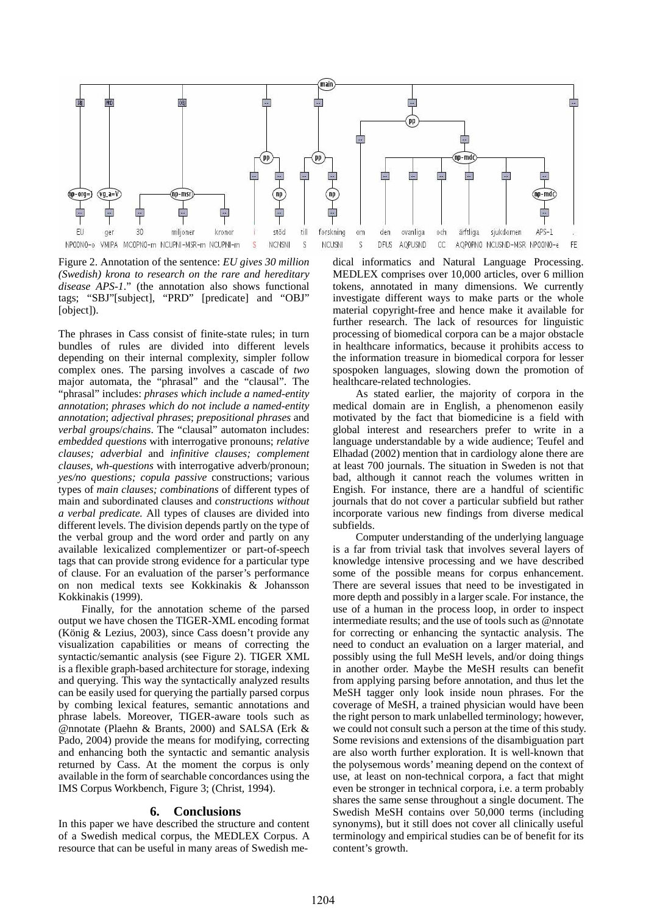Figure 2. Annotation of the sentence: *EU gives 30 million (Swedish) krona to research on the rare and hereditary disease APS-1*." (the annotation also shows functional tags; "SBJ"[subject], "PRD" [predicate] and "OBJ" [object]).

The phrases in Cass consist of finite-state rules; in turn bundles of rules are divided into different levels depending on their internal complexity, simpler follow complex ones. The parsing involves a cascade of *two* major automata, the "phrasal" and the "clausal". The "phrasal" includes: *phrases which include a named-entity annotation*; *phrases which do not include a named-entity annotation*; *adjectival phrases*; *prepositional phrases* and *verbal groups*/*chains*. The "clausal" automaton includes: *embedded questions* with interrogative pronouns; *relative clauses; adverbial* and *infinitive clauses; complement clauses, wh-questions* with interrogative adverb/pronoun; *yes/no questions; copula passive* constructions; various types of *main clauses; combinations* of different types of main and subordinated clauses and *constructions without a verbal predicate.* All types of clauses are divided into different levels. The division depends partly on the type of the verbal group and the word order and partly on any available lexicalized complementizer or part-of-speech tags that can provide strong evidence for a particular type of clause. For an evaluation of the parser's performance on non medical texts see Kokkinakis & Johansson Kokkinakis (1999).

Finally, for the annotation scheme of the parsed output we have chosen the TIGER-XML encoding format (König & Lezius, 2003), since Cass doesn't provide any visualization capabilities or means of correcting the syntactic/semantic analysis (see Figure 2). TIGER XML is a flexible graph-based architecture for storage, indexing and querying. This way the syntactically analyzed results can be easily used for querying the partially parsed corpus by combing lexical features, semantic annotations and phrase labels. Moreover, TIGER-aware tools such as @nnotate (Plaehn & Brants, 2000) and SALSA (Erk & Pado, 2004) provide the means for modifying, correcting and enhancing both the syntactic and semantic analysis returned by Cass. At the moment the corpus is only available in the form of searchable concordances using the IMS Corpus Workbench, Figure 3; (Christ, 1994).

## 6. Conclusions

In this paper we have described the structure and content of a Swedish medical corpus, the MEDLEX Corpus. A resource that can be useful in many areas of Swedish medical informatics and Natural Language Processing. MEDLEX comprises over 10,000 articles, over 6 million tokens, annotated in many dimensions. We currently investigate different ways to make parts or the whole material copyright-free and hence make it available for further research. The lack of resources for linguistic processing of biomedical corpora can be a major obstacle in healthcare informatics, because it prohibits access to the information treasure in biomedical corpora for lesser spospoken languages, slowing down the promotion of healthcare-related technologies.

As stated earlier, the majority of corpora in the medical domain are in English, a phenomenon easily motivated by the fact that biomedicine is a field with global interest and researchers prefer to write in a language understandable by a wide audience; Teufel and Elhadad (2002) mention that in cardiology alone there are at least 700 journals. The situation in Sweden is not that bad, although it cannot reach the volumes written in Engish. For instance, there are a handful of scientific journals that do not cover a particular subfield but rather incorporate various new findings from diverse medical subfields.

Computer understanding of the underlying language is a far from trivial task that involves several layers of knowledge intensive processing and we have described some of the possible means for corpus enhancement. There are several issues that need to be investigated in more depth and possibly in a larger scale. For instance, the use of a human in the process loop, in order to inspect intermediate results; and the use of tools such as @nnotate for correcting or enhancing the syntactic analysis. The need to conduct an evaluation on a larger material, and possibly using the full MeSH levels, and/or doing things in another order. Maybe the MeSH results can benefit from applying parsing before annotation, and thus let the MeSH tagger only look inside noun phrases. For the coverage of MeSH, a trained physician would have been the right person to mark unlabelled terminology; however, we could not consult such a person at the time of this study. Some revisions and extensions of the disambiguation part are also worth further exploration. It is well-known that the polysemous words' meaning depend on the context of use, at least on non-technical corpora, a fact that might even be stronger in technical corpora, i.e. a term probably shares the same sense throughout a single document. The Swedish MeSH contains over 50,000 terms (including synonyms), but it still does not cover all clinically useful terminology and empirical studies can be of benefit for its content's growth.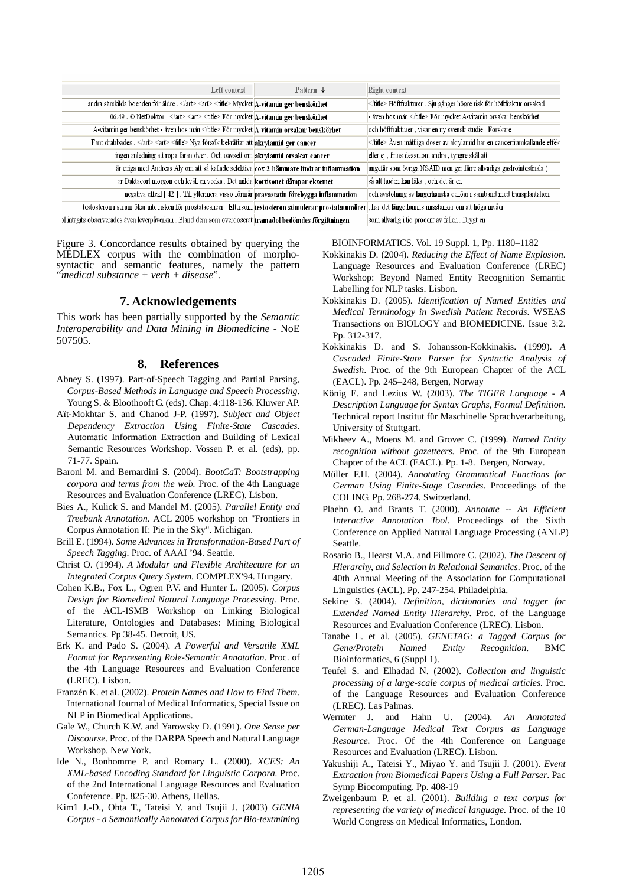| Left context | Pattern ↓ | Right context |
| --- | --- | --- |
| andra särskilda boenden för äldre . </art> <art> <title> För mycket | **A-vitamin ger benskörhet** | </title> Höftfrakturer . Sju gånger högre risk för höftfraktur orsakad |
| 06.49 , © NetDoktor . </art> <art> <title> För mycket | **A-vitamin ger benskörhet** | - även hos män </title> För mycket A-vitamin orsakar benskörhet |
| A-vitamin ger benskörhet - även hos män </title> För mycket | **A-vitamin orsakar benskörhet** | och höftfrakturer , visar en ny svensk studie . Forskare |
| Fast drabbades . </art> <art> <title> Nya försök bekräftar att | **akrylamid ger cancer** | </title> Även måttliga doser av akrylamid har en cancerframkallande effek |
| ingen anledning att ropa faran över . Och oavsett om | **akrylamid orsakar cancer** | eller ej , finns dessutom andra , tyngre skäl att |
| är eniga med Andreas Aly om att så kallade selektiva | **cox-2-hämmare lindrar inflammation** | ungefär som övriga NSAID men ger färre allvarliga gastrointestinala ( |
| är Daktacort morgon och kväll en vecka . Det milda | **kortisonet dämpar eksemet** | så att huden kan läka , och det är en |
| negativa effekt [ 42 ] . Till yttermera visso förmår | **pravastatin förebygga inflammation** | och avstötning av langerhanska cellöar i samband med transplantation [ |
| testosteron i serum ökar inte risken för prostatacancer . Eftersom | **testosteron stimulerar prostatatumörer** | , har det länge funnits misstankar om att höga nivåer |
| ol intagits observerades även leverpåverkan . Bland dem som överdoserat | **tramadol bedömdes förgiftningen** | som allvarlig i tio procent av fallen . Drygt en |

Figure 3. Concordance results obtained by querying the MEDLEX corpus with the combination of morpho-syntactic and semantic features, namely the pattern "*medical substance + verb + disease*".

## 7. Acknowledgements

This work has been partially supported by the *Semantic Interoperability and Data Mining in Biomedicine* - NoE 507505.

## 8. References

Abney S. (1997). Part-of-Speech Tagging and Partial Parsing, *Corpus-Based Methods in Language and Speech Processing*. Young S. & Bloothooft G. (eds). Chap. 4:118-136. Kluwer AP.

Aït-Mokhtar S. and Chanod J-P. (1997). *Subject and Object Dependency Extraction Using Finite-State Cascades*. Automatic Information Extraction and Building of Lexical Semantic Resources Workshop. Vossen P. et al. (eds), pp. 71-77. Spain.

Baroni M. and Bernardini S. (2004). *BootCaT: Bootstrapping corpora and terms from the web.* Proc. of the 4th Language Resources and Evaluation Conference (LREC). Lisbon.

Bies A., Kulick S. and Mandel M. (2005). *Parallel Entity and Treebank Annotation.* ACL 2005 workshop on "Frontiers in Corpus Annotation II: Pie in the Sky". Michigan.

Brill E. (1994). *Some Advances in Transformation-Based Part of Speech Tagging.* Proc. of AAAI '94. Seattle.

Christ O. (1994). *A Modular and Flexible Architecture for an Integrated Corpus Query System.* COMPLEX'94. Hungary.

Cohen K.B., Fox L., Ogren P.V. and Hunter L. (2005). *Corpus Design for Biomedical Natural Language Processing.* Proc. of the ACL-ISMB Workshop on Linking Biological Literature, Ontologies and Databases: Mining Biological Semantics. Pp 38-45. Detroit, US.

Erk K. and Pado S. (2004). *A Powerful and Versatile XML Format for Representing Role-Semantic Annotation.* Proc. of the 4th Language Resources and Evaluation Conference (LREC). Lisbon.

Franzén K. et al. (2002). *Protein Names and How to Find Them*. International Journal of Medical Informatics, Special Issue on NLP in Biomedical Applications.

Gale W., Church K.W. and Yarowsky D. (1991). *One Sense per Discourse*. Proc. of the DARPA Speech and Natural Language Workshop. New York.

Ide N., Bonhomme P. and Romary L. (2000). *XCES: An XML-based Encoding Standard for Linguistic Corpora.* Proc. of the 2nd International Language Resources and Evaluation Conference. Pp. 825-30. Athens, Hellas.

Kim1 J.-D., Ohta T., Tateisi Y. and Tsujii J. (2003) *GENIA Corpus - a Semantically Annotated Corpus for Bio-textmining* BIOINFORMATICS. Vol. 19 Suppl. 1, Pp. 1180–1182

Kokkinakis D. (2004). *Reducing the Effect of Name Explosion*. Language Resources and Evaluation Conference (LREC) Workshop: Beyond Named Entity Recognition Semantic Labelling for NLP tasks. Lisbon.

Kokkinakis D. (2005). *Identification of Named Entities and Medical Terminology in Swedish Patient Records*. WSEAS Transactions on BIOLOGY and BIOMEDICINE. Issue 3:2. Pp. 312-317.

Kokkinakis D. and S. Johansson-Kokkinakis. (1999). *A Cascaded Finite-State Parser for Syntactic Analysis of Swedish*. Proc. of the 9th European Chapter of the ACL (EACL). Pp. 245–248, Bergen, Norway

König E. and Lezius W. (2003). *The TIGER Language - A Description Language for Syntax Graphs, Formal Definition*. Technical report Institut für Maschinelle Sprachverarbeitung, University of Stuttgart.

Mikheev A., Moens M. and Grover C. (1999). *Named Entity recognition without gazetteers.* Proc. of the 9th European Chapter of the ACL (EACL). Pp. 1-8. Bergen, Norway.

Müller F.H. (2004). *Annotating Grammatical Functions for German Using Finite-Stage Cascades*. Proceedings of the COLING. Pp. 268-274. Switzerland.

Plaehn O. and Brants T. (2000). *Annotate -- An Efficient Interactive Annotation Tool*. Proceedings of the Sixth Conference on Applied Natural Language Processing (ANLP) Seattle.

Rosario B., Hearst M.A. and Fillmore C. (2002). *The Descent of Hierarchy, and Selection in Relational Semantics*. Proc. of the 40th Annual Meeting of the Association for Computational Linguistics (ACL). Pp. 247-254. Philadelphia.

Sekine S. (2004). *Definition, dictionaries and tagger for Extended Named Entity Hierarchy*. Proc. of the Language Resources and Evaluation Conference (LREC). Lisbon.

Tanabe L. et al. (2005). *GENETAG: a Tagged Corpus for Gene/Protein Named Entity Recognition*. BMC Bioinformatics, 6 (Suppl 1).

Teufel S. and Elhadad N. (2002). *Collection and linguistic processing of a large-scale corpus of medical articles.* Proc. of the Language Resources and Evaluation Conference (LREC). Las Palmas.

Wermter J. and Hahn U. (2004). *An Annotated German-Language Medical Text Corpus as Language Resource.* Proc. Of the 4th Conference on Language Resources and Evaluation (LREC). Lisbon.

Yakushiji A., Tateisi Y., Miyao Y. and Tsujii J. (2001). *Event Extraction from Biomedical Papers Using a Full Parser*. Pac Symp Biocomputing. Pp. 408-19

Zweigenbaum P. et al. (2001). *Building a text corpus for representing the variety of medical language*. Proc. of the 10 World Congress on Medical Informatics, London.